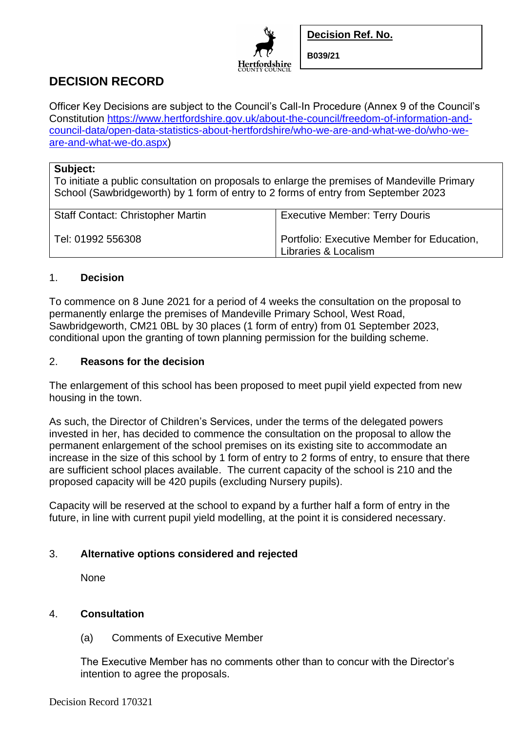| Decision Ref. No. |
|---|
| B039/21 |

# DECISION RECORD

Officer Key Decisions are subject to the Council's Call-In Procedure (Annex 9 of the Council's Constitution https://www.hertfordshire.gov.uk/about-the-council/freedom-of-information-and-council-data/open-data-statistics-about-hertfordshire/who-we-are-and-what-we-do/who-we-are-and-what-we-do.aspx)

| **Subject:** To initiate a public consultation on proposals to enlarge the premises of Mandeville Primary School (Sawbridgeworth) by 1 form of entry to 2 forms of entry from September 2023 | |
|---|---|
| Staff Contact: Christopher Martin | Executive Member: Terry Douris |
| Tel: 01992 556308 | Portfolio: Executive Member for Education, Libraries & Localism |

## 1. Decision

To commence on 8 June 2021 for a period of 4 weeks the consultation on the proposal to permanently enlarge the premises of Mandeville Primary School, West Road, Sawbridgeworth, CM21 0BL by 30 places (1 form of entry) from 01 September 2023, conditional upon the granting of town planning permission for the building scheme.

## 2. Reasons for the decision

The enlargement of this school has been proposed to meet pupil yield expected from new housing in the town.

As such, the Director of Children's Services, under the terms of the delegated powers invested in her, has decided to commence the consultation on the proposal to allow the permanent enlargement of the school premises on its existing site to accommodate an increase in the size of this school by 1 form of entry to 2 forms of entry, to ensure that there are sufficient school places available. The current capacity of the school is 210 and the proposed capacity will be 420 pupils (excluding Nursery pupils).

Capacity will be reserved at the school to expand by a further half a form of entry in the future, in line with current pupil yield modelling, at the point it is considered necessary.

## 3. Alternative options considered and rejected

None

## 4. Consultation

(a) Comments of Executive Member

The Executive Member has no comments other than to concur with the Director's intention to agree the proposals.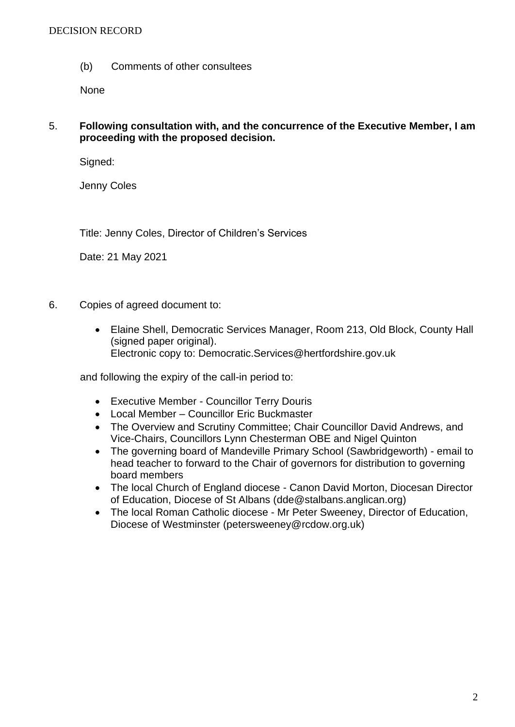(b) Comments of other consultees

None

5. **Following consultation with, and the concurrence of the Executive Member, I am proceeding with the proposed decision.**

Signed:

Jenny Coles

Title: Jenny Coles, Director of Children's Services

Date: 21 May 2021

6. Copies of agreed document to:

- Elaine Shell, Democratic Services Manager, Room 213, Old Block, County Hall (signed paper original).
  Electronic copy to: Democratic.Services@hertfordshire.gov.uk

and following the expiry of the call-in period to:

- Executive Member - Councillor Terry Douris
- Local Member – Councillor Eric Buckmaster
- The Overview and Scrutiny Committee; Chair Councillor David Andrews, and Vice-Chairs, Councillors Lynn Chesterman OBE and Nigel Quinton
- The governing board of Mandeville Primary School (Sawbridgeworth) - email to head teacher to forward to the Chair of governors for distribution to governing board members
- The local Church of England diocese - Canon David Morton, Diocesan Director of Education, Diocese of St Albans (dde@stalbans.anglican.org)
- The local Roman Catholic diocese - Mr Peter Sweeney, Director of Education, Diocese of Westminster (petersweeney@rcdow.org.uk)